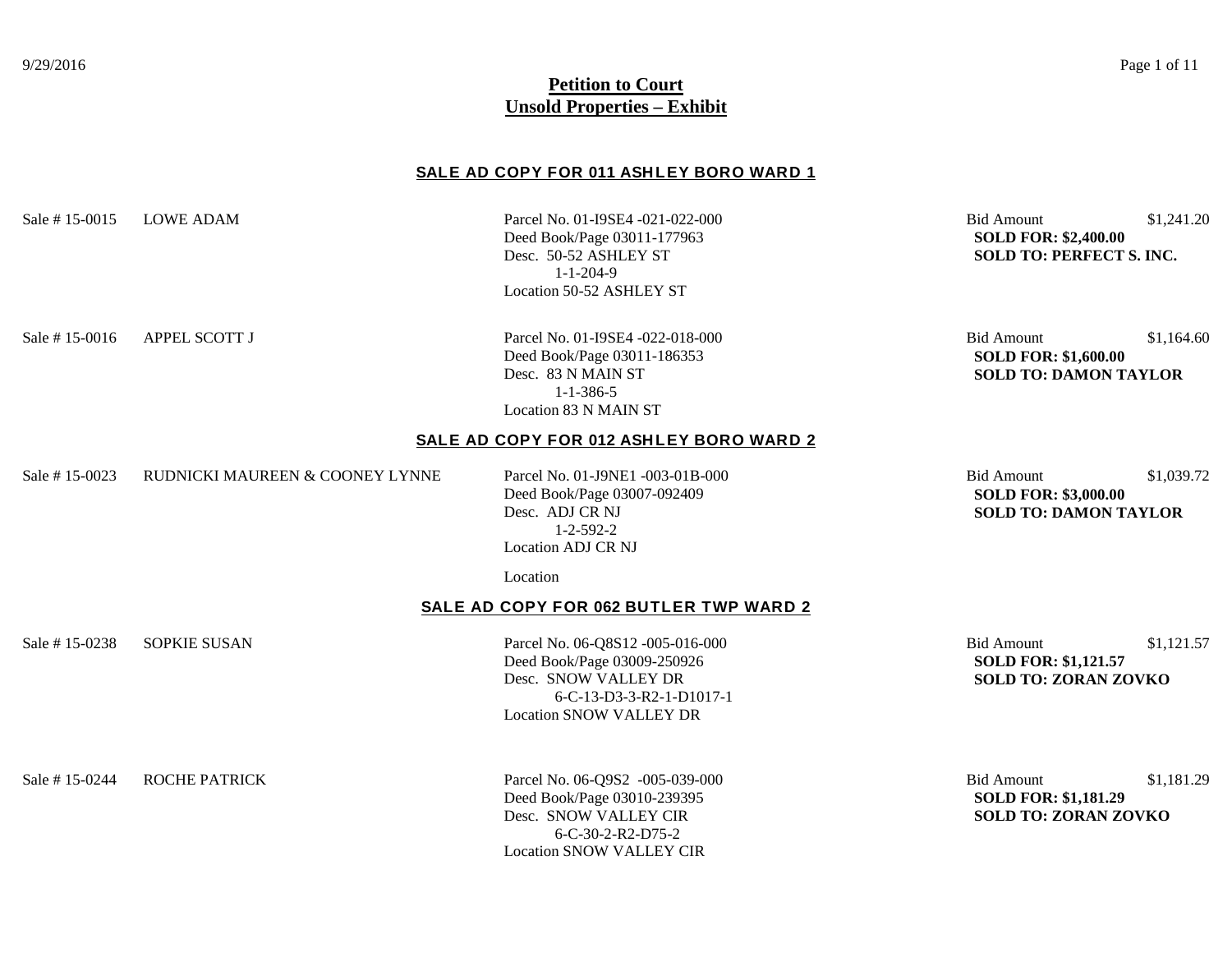# Petition to Court
## Unsold Properties – Exhibit

### SALE AD COPY FOR 011 ASHLEY BORO WARD 1

| Sale # | Owner | Property | Bid / Sale |
|---|---|---|---|
| Sale # 15-0015 | LOWE ADAM | Parcel No. 01-I9SE4 -021-022-000<br>Deed Book/Page 03011-177963<br>Desc. 50-52 ASHLEY ST<br>1-1-204-9<br>Location 50-52 ASHLEY ST | Bid Amount $1,241.20<br>**SOLD FOR: $2,400.00**<br>**SOLD TO: PERFECT S. INC.** |
| Sale # 15-0016 | APPEL SCOTT J | Parcel No. 01-I9SE4 -022-018-000<br>Deed Book/Page 03011-186353<br>Desc. 83 N MAIN ST<br>1-1-386-5<br>Location 83 N MAIN ST | Bid Amount $1,164.60<br>**SOLD FOR: $1,600.00**<br>**SOLD TO: DAMON TAYLOR** |

### SALE AD COPY FOR 012 ASHLEY BORO WARD 2

| Sale # | Owner | Property | Bid / Sale |
|---|---|---|---|
| Sale # 15-0023 | RUDNICKI MAUREEN & COONEY LYNNE | Parcel No. 01-J9NE1 -003-01B-000<br>Deed Book/Page 03007-092409<br>Desc. ADJ CR NJ<br>1-2-592-2<br>Location ADJ CR NJ<br><br>Location | Bid Amount $1,039.72<br>**SOLD FOR: $3,000.00**<br>**SOLD TO: DAMON TAYLOR** |

### SALE AD COPY FOR 062 BUTLER TWP WARD 2

| Sale # | Owner | Property | Bid / Sale |
|---|---|---|---|
| Sale # 15-0238 | SOPKIE SUSAN | Parcel No. 06-Q8S12 -005-016-000<br>Deed Book/Page 03009-250926<br>Desc. SNOW VALLEY DR<br>6-C-13-D3-3-R2-1-D1017-1<br>Location SNOW VALLEY DR | Bid Amount $1,121.57<br>**SOLD FOR: $1,121.57**<br>**SOLD TO: ZORAN ZOVKO** |
| Sale # 15-0244 | ROCHE PATRICK | Parcel No. 06-Q9S2 -005-039-000<br>Deed Book/Page 03010-239395<br>Desc. SNOW VALLEY CIR<br>6-C-30-2-R2-D75-2<br>Location SNOW VALLEY CIR | Bid Amount $1,181.29<br>**SOLD FOR: $1,181.29**<br>**SOLD TO: ZORAN ZOVKO** |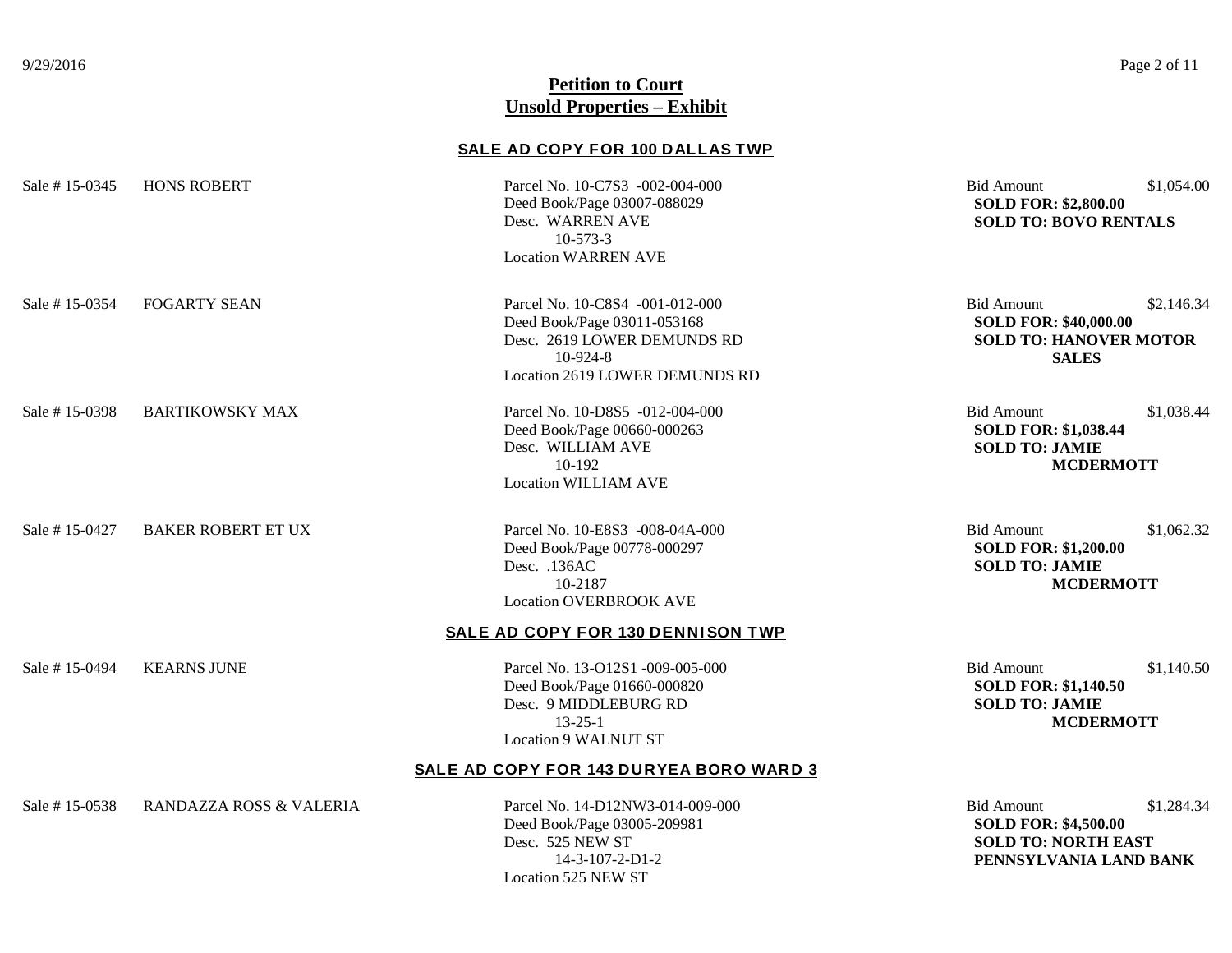# Petition to Court
## Unsold Properties – Exhibit

### SALE AD COPY FOR 100 DALLAS TWP

| Sale # | Owner | Property | Bid / Sale |
|---|---|---|---|
| Sale # 15-0345 | HONS ROBERT | Parcel No. 10-C7S3 -002-004-000<br>Deed Book/Page 03007-088029<br>Desc. WARREN AVE<br>10-573-3<br>Location WARREN AVE | Bid Amount $1,054.00<br>**SOLD FOR: $2,800.00**<br>**SOLD TO: BOVO RENTALS** |
| Sale # 15-0354 | FOGARTY SEAN | Parcel No. 10-C8S4 -001-012-000<br>Deed Book/Page 03011-053168<br>Desc. 2619 LOWER DEMUNDS RD<br>10-924-8<br>Location 2619 LOWER DEMUNDS RD | Bid Amount $2,146.34<br>**SOLD FOR: $40,000.00**<br>**SOLD TO: HANOVER MOTOR SALES** |
| Sale # 15-0398 | BARTIKOWSKY MAX | Parcel No. 10-D8S5 -012-004-000<br>Deed Book/Page 00660-000263<br>Desc. WILLIAM AVE<br>10-192<br>Location WILLIAM AVE | Bid Amount $1,038.44<br>**SOLD FOR: $1,038.44**<br>**SOLD TO: JAMIE MCDERMOTT** |
| Sale # 15-0427 | BAKER ROBERT ET UX | Parcel No. 10-E8S3 -008-04A-000<br>Deed Book/Page 00778-000297<br>Desc. .136AC<br>10-2187<br>Location OVERBROOK AVE | Bid Amount $1,062.32<br>**SOLD FOR: $1,200.00**<br>**SOLD TO: JAMIE MCDERMOTT** |

### SALE AD COPY FOR 130 DENNISON TWP

| Sale # | Owner | Property | Bid / Sale |
|---|---|---|---|
| Sale # 15-0494 | KEARNS JUNE | Parcel No. 13-O12S1 -009-005-000<br>Deed Book/Page 01660-000820<br>Desc. 9 MIDDLEBURG RD<br>13-25-1<br>Location 9 WALNUT ST | Bid Amount $1,140.50<br>**SOLD FOR: $1,140.50**<br>**SOLD TO: JAMIE MCDERMOTT** |

### SALE AD COPY FOR 143 DURYEA BORO WARD 3

| Sale # | Owner | Property | Bid / Sale |
|---|---|---|---|
| Sale # 15-0538 | RANDAZZA ROSS & VALERIA | Parcel No. 14-D12NW3-014-009-000<br>Deed Book/Page 03005-209981<br>Desc. 525 NEW ST<br>14-3-107-2-D1-2<br>Location 525 NEW ST | Bid Amount $1,284.34<br>**SOLD FOR: $4,500.00**<br>**SOLD TO: NORTH EAST PENNSYLVANIA LAND BANK** |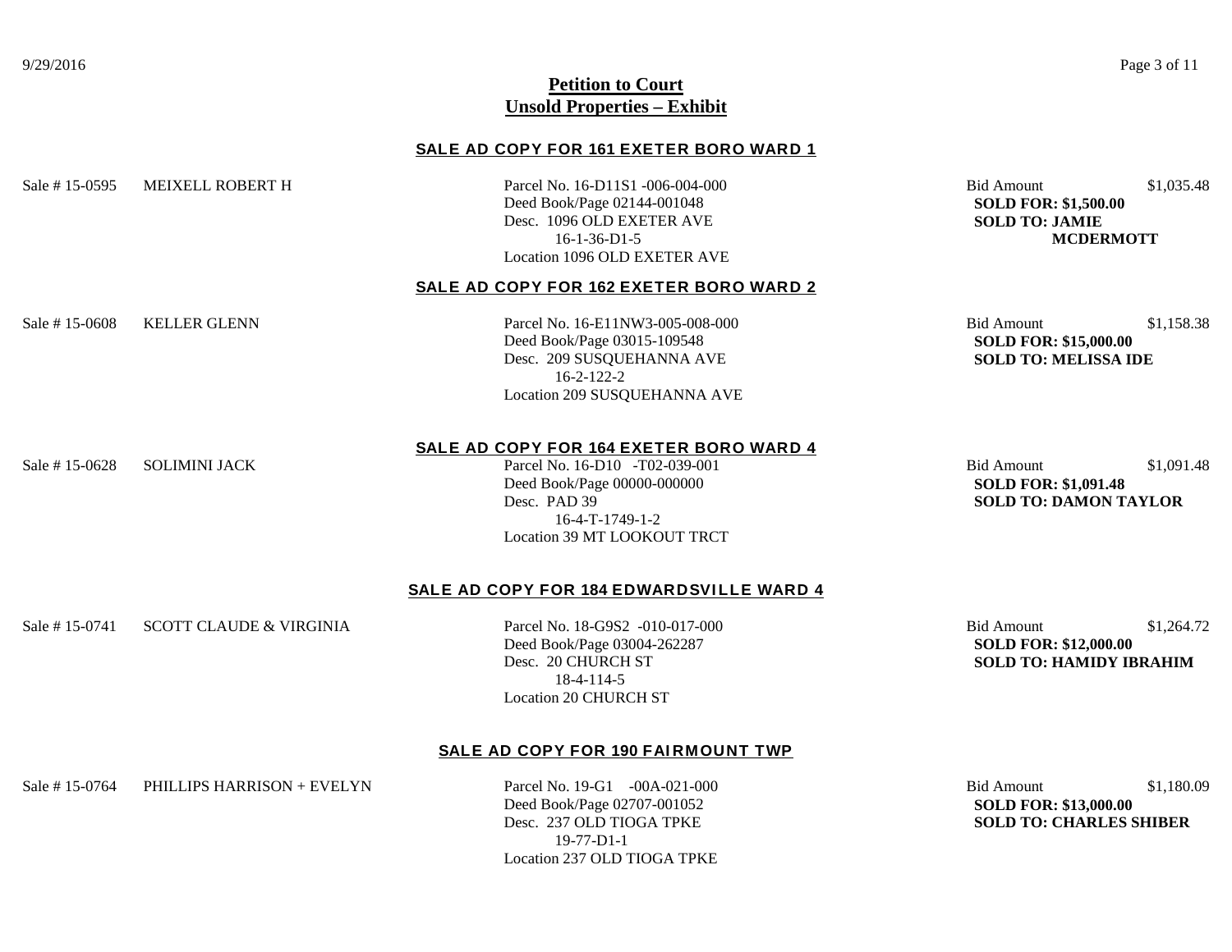# Petition to Court
## Unsold Properties – Exhibit

### SALE AD COPY FOR 161 EXETER BORO WARD 1

Sale # 15-0595 MEIXELL ROBERT H

Parcel No. 16-D11S1 -006-004-000
Deed Book/Page 02144-001048
Desc. 1096 OLD EXETER AVE
16-1-36-D1-5
Location 1096 OLD EXETER AVE

Bid Amount $1,035.48
**SOLD FOR: $1,500.00**
**SOLD TO: JAMIE MCDERMOTT**

### SALE AD COPY FOR 162 EXETER BORO WARD 2

Sale # 15-0608 KELLER GLENN

Parcel No. 16-E11NW3-005-008-000
Deed Book/Page 03015-109548
Desc. 209 SUSQUEHANNA AVE
16-2-122-2
Location 209 SUSQUEHANNA AVE

Bid Amount $1,158.38
**SOLD FOR: $15,000.00**
**SOLD TO: MELISSA IDE**

### SALE AD COPY FOR 164 EXETER BORO WARD 4

Sale # 15-0628 SOLIMINI JACK

Parcel No. 16-D10 -T02-039-001
Deed Book/Page 00000-000000
Desc. PAD 39
16-4-T-1749-1-2
Location 39 MT LOOKOUT TRCT

Bid Amount $1,091.48
**SOLD FOR: $1,091.48**
**SOLD TO: DAMON TAYLOR**

### SALE AD COPY FOR 184 EDWARDSVILLE WARD 4

Sale # 15-0741 SCOTT CLAUDE & VIRGINIA

Parcel No. 18-G9S2 -010-017-000
Deed Book/Page 03004-262287
Desc. 20 CHURCH ST
18-4-114-5
Location 20 CHURCH ST

Bid Amount $1,264.72
**SOLD FOR: $12,000.00**
**SOLD TO: HAMIDY IBRAHIM**

### SALE AD COPY FOR 190 FAIRMOUNT TWP

Sale # 15-0764 PHILLIPS HARRISON + EVELYN

Parcel No. 19-G1 -00A-021-000
Deed Book/Page 02707-001052
Desc. 237 OLD TIOGA TPKE
19-77-D1-1
Location 237 OLD TIOGA TPKE

Bid Amount $1,180.09
**SOLD FOR: $13,000.00**
**SOLD TO: CHARLES SHIBER**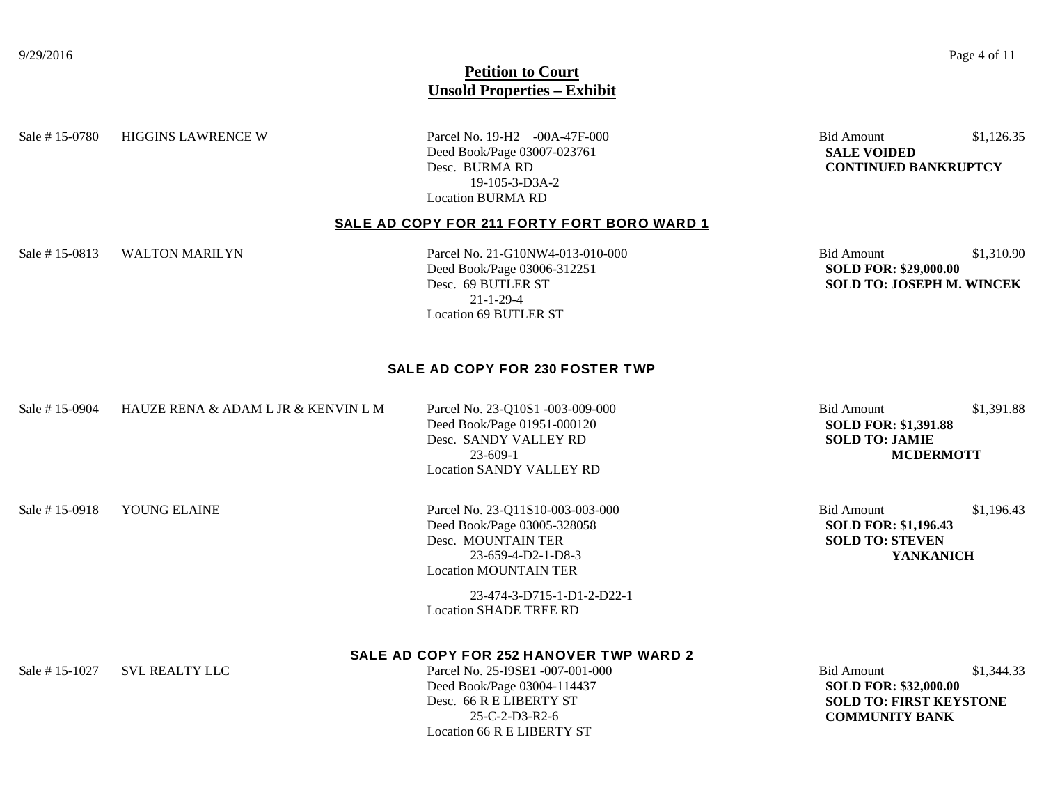## Petition to Court
## Unsold Properties – Exhibit

Sale # 15-0780 HIGGINS LAWRENCE W

Parcel No. 19-H2 -00A-47F-000
Deed Book/Page 03007-023761
Desc. BURMA RD
19-105-3-D3A-2
Location BURMA RD

Bid Amount $1,126.35
**SALE VOIDED**
**CONTINUED BANKRUPTCY**

### SALE AD COPY FOR 211 FORTY FORT BORO WARD 1

Sale # 15-0813 WALTON MARILYN

Parcel No. 21-G10NW4-013-010-000
Deed Book/Page 03006-312251
Desc. 69 BUTLER ST
21-1-29-4
Location 69 BUTLER ST

Bid Amount $1,310.90
**SOLD FOR: $29,000.00**
**SOLD TO: JOSEPH M. WINCEK**

### SALE AD COPY FOR 230 FOSTER TWP

Sale # 15-0904 HAUZE RENA & ADAM L JR & KENVIN L M

Parcel No. 23-Q10S1 -003-009-000
Deed Book/Page 01951-000120
Desc. SANDY VALLEY RD
23-609-1
Location SANDY VALLEY RD

Bid Amount $1,391.88
**SOLD FOR: $1,391.88**
**SOLD TO: JAMIE MCDERMOTT**

Sale # 15-0918 YOUNG ELAINE

Parcel No. 23-Q11S10-003-003-000
Deed Book/Page 03005-328058
Desc. MOUNTAIN TER
23-659-4-D2-1-D8-3
Location MOUNTAIN TER

23-474-3-D715-1-D1-2-D22-1
Location SHADE TREE RD

Bid Amount $1,196.43
**SOLD FOR: $1,196.43**
**SOLD TO: STEVEN YANKANICH**

### SALE AD COPY FOR 252 HANOVER TWP WARD 2

Sale # 15-1027 SVL REALTY LLC

Parcel No. 25-I9SE1 -007-001-000
Deed Book/Page 03004-114437
Desc. 66 R E LIBERTY ST
25-C-2-D3-R2-6
Location 66 R E LIBERTY ST

Bid Amount $1,344.33
**SOLD FOR: $32,000.00**
**SOLD TO: FIRST KEYSTONE COMMUNITY BANK**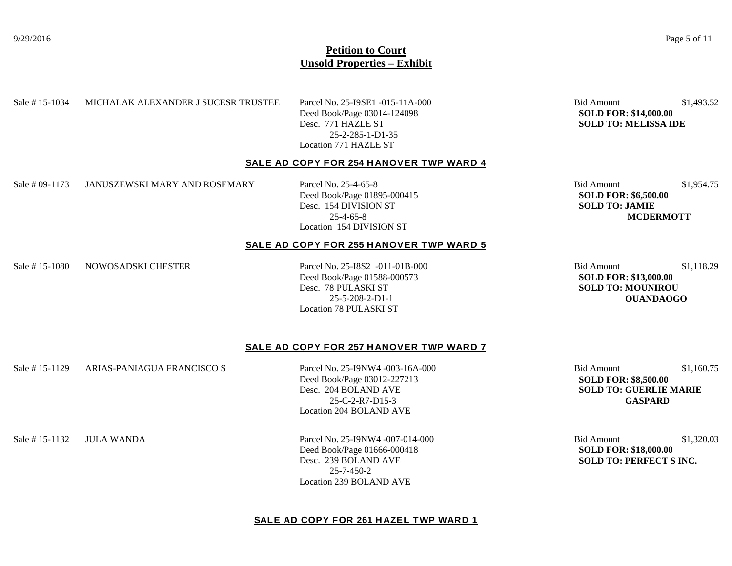## Petition to Court
## Unsold Properties – Exhibit

Sale # 15-1034 MICHALAK ALEXANDER J SUCESR TRUSTEE
Parcel No. 25-I9SE1 -015-11A-000
Deed Book/Page 03014-124098
Desc. 771 HAZLE ST
25-2-285-1-D1-35
Location 771 HAZLE ST
Bid Amount $1,493.52
**SOLD FOR: $14,000.00**
**SOLD TO: MELISSA IDE**

### SALE AD COPY FOR 254 HANOVER TWP WARD 4

Sale # 09-1173 JANUSZEWSKI MARY AND ROSEMARY
Parcel No. 25-4-65-8
Deed Book/Page 01895-000415
Desc. 154 DIVISION ST
25-4-65-8
Location 154 DIVISION ST
Bid Amount $1,954.75
**SOLD FOR: $6,500.00**
**SOLD TO: JAMIE MCDERMOTT**

### SALE AD COPY FOR 255 HANOVER TWP WARD 5

Sale # 15-1080 NOWOSADSKI CHESTER
Parcel No. 25-I8S2 -011-01B-000
Deed Book/Page 01588-000573
Desc. 78 PULASKI ST
25-5-208-2-D1-1
Location 78 PULASKI ST
Bid Amount $1,118.29
**SOLD FOR: $13,000.00**
**SOLD TO: MOUNIROU OUANDAOGO**

### SALE AD COPY FOR 257 HANOVER TWP WARD 7

Sale # 15-1129 ARIAS-PANIAGUA FRANCISCO S
Parcel No. 25-I9NW4 -003-16A-000
Deed Book/Page 03012-227213
Desc. 204 BOLAND AVE
25-C-2-R7-D15-3
Location 204 BOLAND AVE
Bid Amount $1,160.75
**SOLD FOR: $8,500.00**
**SOLD TO: GUERLIE MARIE GASPARD**

Sale # 15-1132 JULA WANDA
Parcel No. 25-I9NW4 -007-014-000
Deed Book/Page 01666-000418
Desc. 239 BOLAND AVE
25-7-450-2
Location 239 BOLAND AVE
Bid Amount $1,320.03
**SOLD FOR: $18,000.00**
**SOLD TO: PERFECT S INC.**

### SALE AD COPY FOR 261 HAZEL TWP WARD 1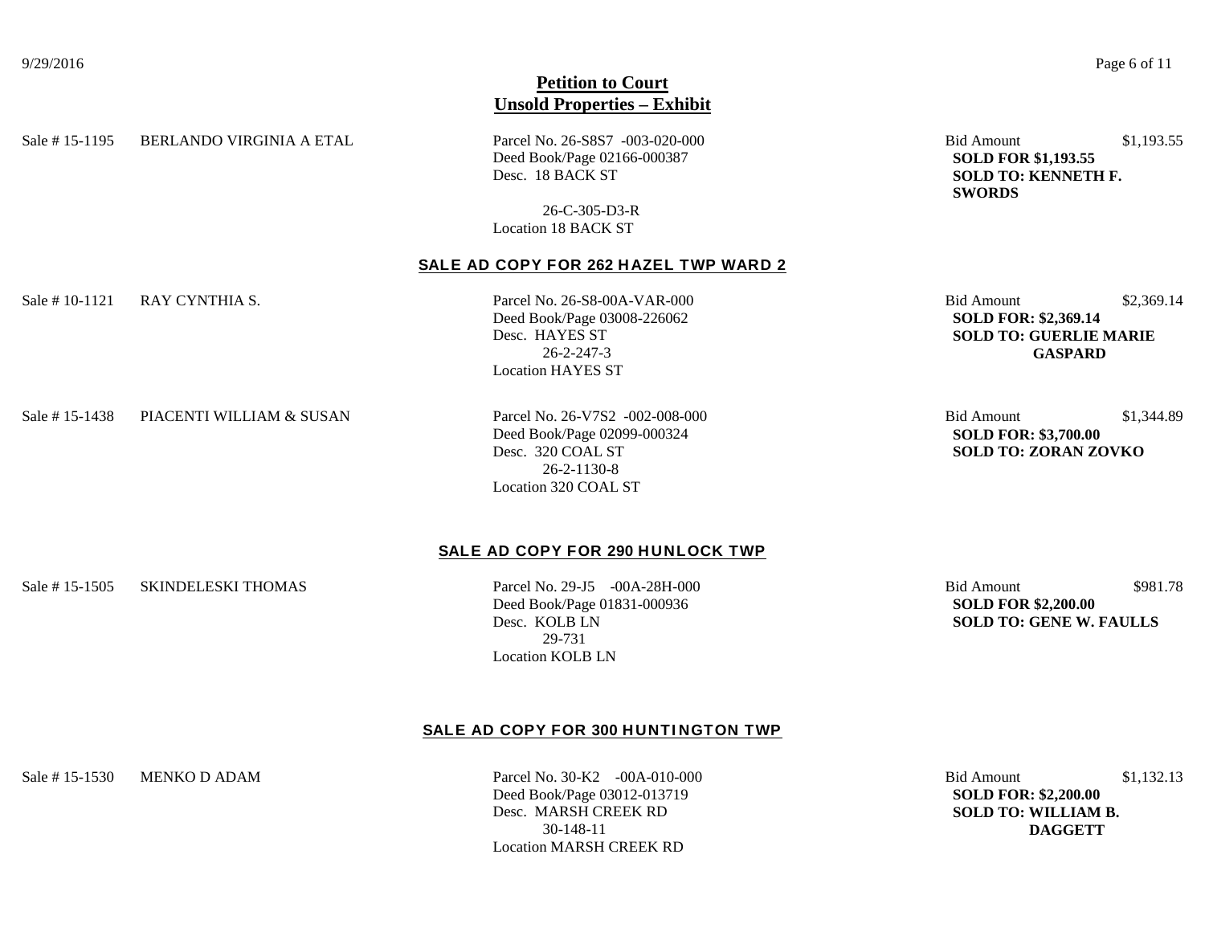# Petition to Court
## Unsold Properties – Exhibit

Sale # 15-1195 BERLANDO VIRGINIA A ETAL

Parcel No. 26-S8S7 -003-020-000
Deed Book/Page 02166-000387
Desc. 18 BACK ST
26-C-305-D3-R
Location 18 BACK ST

Bid Amount $1,193.55
**SOLD FOR $1,193.55**
**SOLD TO: KENNETH F. SWORDS**

### SALE AD COPY FOR 262 HAZEL TWP WARD 2

Sale # 10-1121 RAY CYNTHIA S.

Parcel No. 26-S8-00A-VAR-000
Deed Book/Page 03008-226062
Desc. HAYES ST
26-2-247-3
Location HAYES ST

Bid Amount $2,369.14
**SOLD FOR: $2,369.14**
**SOLD TO: GUERLIE MARIE GASPARD**

Sale # 15-1438 PIACENTI WILLIAM & SUSAN

Parcel No. 26-V7S2 -002-008-000
Deed Book/Page 02099-000324
Desc. 320 COAL ST
26-2-1130-8
Location 320 COAL ST

Bid Amount $1,344.89
**SOLD FOR: $3,700.00**
**SOLD TO: ZORAN ZOVKO**

### SALE AD COPY FOR 290 HUNLOCK TWP

Sale # 15-1505 SKINDELESKI THOMAS

Parcel No. 29-J5 -00A-28H-000
Deed Book/Page 01831-000936
Desc. KOLB LN
29-731
Location KOLB LN

Bid Amount $981.78
**SOLD FOR $2,200.00**
**SOLD TO: GENE W. FAULLS**

### SALE AD COPY FOR 300 HUNTINGTON TWP

Sale # 15-1530 MENKO D ADAM

Parcel No. 30-K2 -00A-010-000
Deed Book/Page 03012-013719
Desc. MARSH CREEK RD
30-148-11
Location MARSH CREEK RD

Bid Amount $1,132.13
**SOLD FOR: $2,200.00**
**SOLD TO: WILLIAM B. DAGGETT**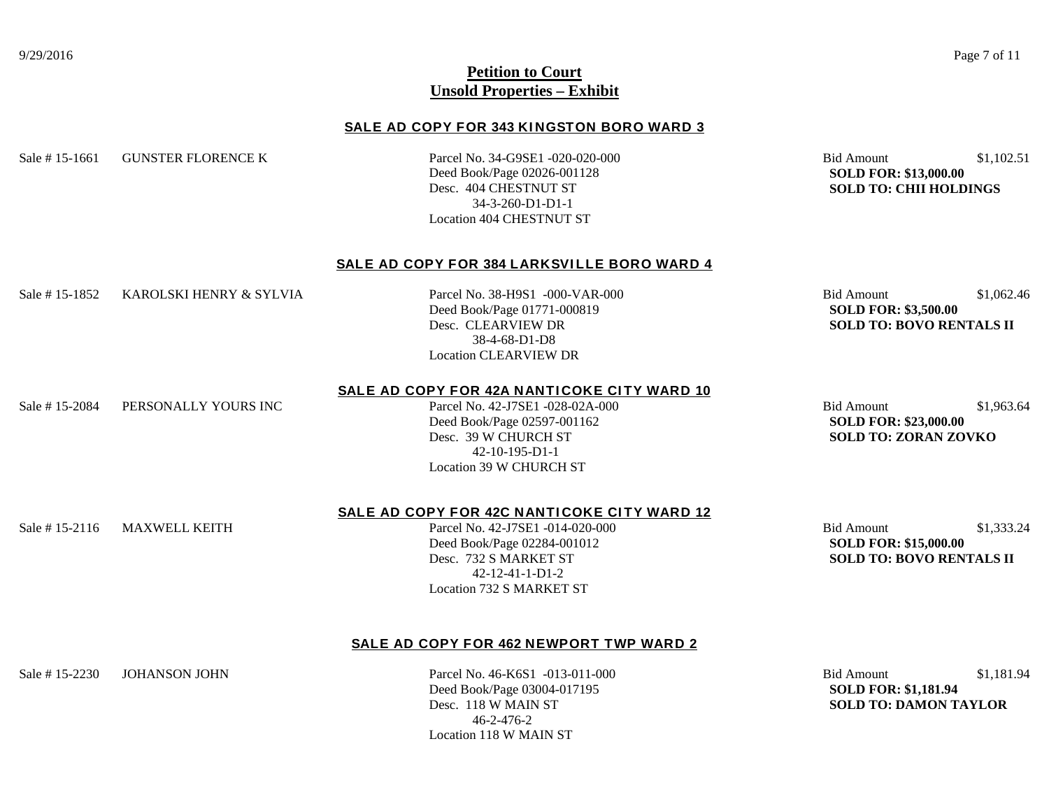## Petition to Court
## Unsold Properties – Exhibit

### SALE AD COPY FOR 343 KINGSTON BORO WARD 3

Sale # 15-1661 GUNSTER FLORENCE K

Parcel No. 34-G9SE1 -020-020-000
Deed Book/Page 02026-001128
Desc. 404 CHESTNUT ST
34-3-260-D1-D1-1
Location 404 CHESTNUT ST

Bid Amount $1,102.51
**SOLD FOR: $13,000.00**
**SOLD TO: CHII HOLDINGS**

### SALE AD COPY FOR 384 LARKSVILLE BORO WARD 4

Sale # 15-1852 KAROLSKI HENRY & SYLVIA

Parcel No. 38-H9S1 -000-VAR-000
Deed Book/Page 01771-000819
Desc. CLEARVIEW DR
38-4-68-D1-D8
Location CLEARVIEW DR

Bid Amount $1,062.46
**SOLD FOR: $3,500.00**
**SOLD TO: BOVO RENTALS II**

### SALE AD COPY FOR 42A NANTICOKE CITY WARD 10

Sale # 15-2084 PERSONALLY YOURS INC

Parcel No. 42-J7SE1 -028-02A-000
Deed Book/Page 02597-001162
Desc. 39 W CHURCH ST
42-10-195-D1-1
Location 39 W CHURCH ST

Bid Amount $1,963.64
**SOLD FOR: $23,000.00**
**SOLD TO: ZORAN ZOVKO**

### SALE AD COPY FOR 42C NANTICOKE CITY WARD 12

Sale # 15-2116 MAXWELL KEITH

Parcel No. 42-J7SE1 -014-020-000
Deed Book/Page 02284-001012
Desc. 732 S MARKET ST
42-12-41-1-D1-2
Location 732 S MARKET ST

Bid Amount $1,333.24
**SOLD FOR: $15,000.00**
**SOLD TO: BOVO RENTALS II**

### SALE AD COPY FOR 462 NEWPORT TWP WARD 2

Sale # 15-2230 JOHANSON JOHN

Parcel No. 46-K6S1 -013-011-000
Deed Book/Page 03004-017195
Desc. 118 W MAIN ST
46-2-476-2
Location 118 W MAIN ST

Bid Amount $1,181.94
**SOLD FOR: $1,181.94**
**SOLD TO: DAMON TAYLOR**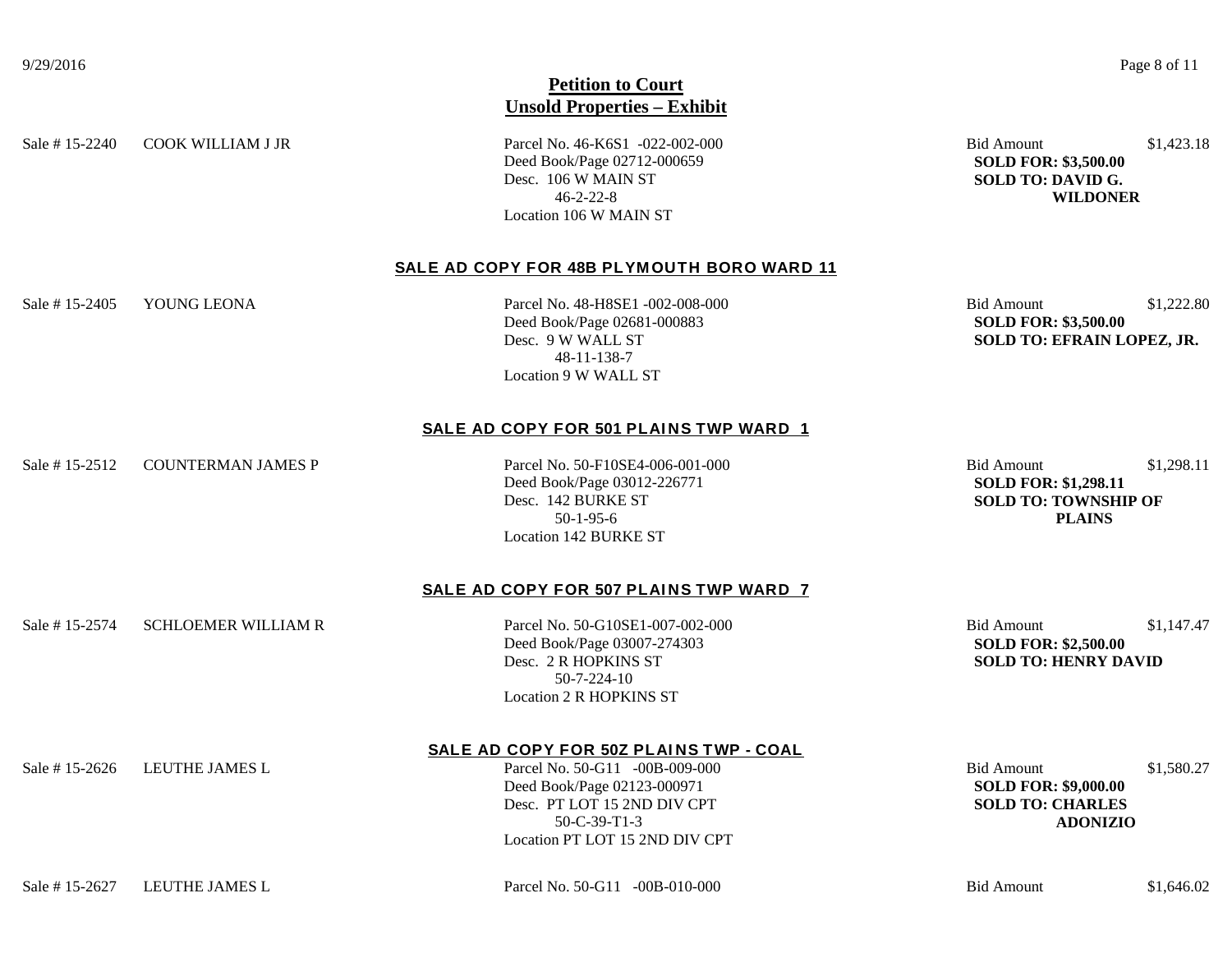## Petition to Court
## Unsold Properties – Exhibit

Sale # 15-2240 COOK WILLIAM J JR

Parcel No. 46-K6S1 -022-002-000
Deed Book/Page 02712-000659
Desc. 106 W MAIN ST
46-2-22-8
Location 106 W MAIN ST

Bid Amount $1,423.18
**SOLD FOR: $3,500.00**
**SOLD TO: DAVID G. WILDONER**

### SALE AD COPY FOR 48B PLYMOUTH BORO WARD 11

Sale # 15-2405 YOUNG LEONA

Parcel No. 48-H8SE1 -002-008-000
Deed Book/Page 02681-000883
Desc. 9 W WALL ST
48-11-138-7
Location 9 W WALL ST

Bid Amount $1,222.80
**SOLD FOR: $3,500.00**
**SOLD TO: EFRAIN LOPEZ, JR.**

### SALE AD COPY FOR 501 PLAINS TWP WARD 1

Sale # 15-2512 COUNTERMAN JAMES P

Parcel No. 50-F10SE4-006-001-000
Deed Book/Page 03012-226771
Desc. 142 BURKE ST
50-1-95-6
Location 142 BURKE ST

Bid Amount $1,298.11
**SOLD FOR: $1,298.11**
**SOLD TO: TOWNSHIP OF PLAINS**

### SALE AD COPY FOR 507 PLAINS TWP WARD 7

Sale # 15-2574 SCHLOEMER WILLIAM R

Parcel No. 50-G10SE1-007-002-000
Deed Book/Page 03007-274303
Desc. 2 R HOPKINS ST
50-7-224-10
Location 2 R HOPKINS ST

Bid Amount $1,147.47
**SOLD FOR: $2,500.00**
**SOLD TO: HENRY DAVID**

### SALE AD COPY FOR 50Z PLAINS TWP - COAL

Sale # 15-2626 LEUTHE JAMES L

Parcel No. 50-G11 -00B-009-000
Deed Book/Page 02123-000971
Desc. PT LOT 15 2ND DIV CPT
50-C-39-T1-3
Location PT LOT 15 2ND DIV CPT

Bid Amount $1,580.27
**SOLD FOR: $9,000.00**
**SOLD TO: CHARLES ADONIZIO**

Sale # 15-2627 LEUTHE JAMES L

Parcel No. 50-G11 -00B-010-000

Bid Amount $1,646.02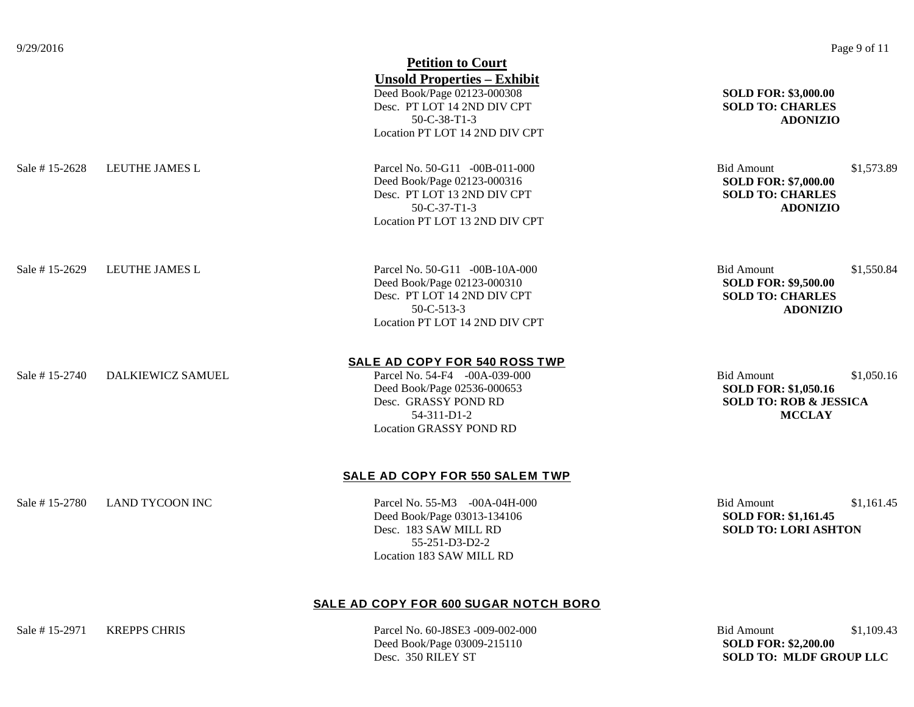## Petition to Court

## Unsold Properties – Exhibit

Deed Book/Page 02123-000308
Desc. PT LOT 14 2ND DIV CPT
50-C-38-T1-3
Location PT LOT 14 2ND DIV CPT

**SOLD FOR: $3,000.00**
**SOLD TO: CHARLES ADONIZIO**

Sale # 15-2628 LEUTHE JAMES L

Parcel No. 50-G11 -00B-011-000
Deed Book/Page 02123-000316
Desc. PT LOT 13 2ND DIV CPT
50-C-37-T1-3
Location PT LOT 13 2ND DIV CPT

Bid Amount $1,573.89
**SOLD FOR: $7,000.00**
**SOLD TO: CHARLES ADONIZIO**

Sale # 15-2629 LEUTHE JAMES L

Parcel No. 50-G11 -00B-10A-000
Deed Book/Page 02123-000310
Desc. PT LOT 14 2ND DIV CPT
50-C-513-3
Location PT LOT 14 2ND DIV CPT

Bid Amount $1,550.84
**SOLD FOR: $9,500.00**
**SOLD TO: CHARLES ADONIZIO**

### SALE AD COPY FOR 540 ROSS TWP

Sale # 15-2740 DALKIEWICZ SAMUEL

Parcel No. 54-F4 -00A-039-000
Deed Book/Page 02536-000653
Desc. GRASSY POND RD
54-311-D1-2
Location GRASSY POND RD

Bid Amount $1,050.16
**SOLD FOR: $1,050.16**
**SOLD TO: ROB & JESSICA MCCLAY**

### SALE AD COPY FOR 550 SALEM TWP

Sale # 15-2780 LAND TYCOON INC

Parcel No. 55-M3 -00A-04H-000
Deed Book/Page 03013-134106
Desc. 183 SAW MILL RD
55-251-D3-D2-2
Location 183 SAW MILL RD

Bid Amount $1,161.45
**SOLD FOR: $1,161.45**
**SOLD TO: LORI ASHTON**

### SALE AD COPY FOR 600 SUGAR NOTCH BORO

Sale # 15-2971 KREPPS CHRIS

Parcel No. 60-J8SE3 -009-002-000
Deed Book/Page 03009-215110
Desc. 350 RILEY ST

Bid Amount $1,109.43
**SOLD FOR: $2,200.00**
**SOLD TO: MLDF GROUP LLC**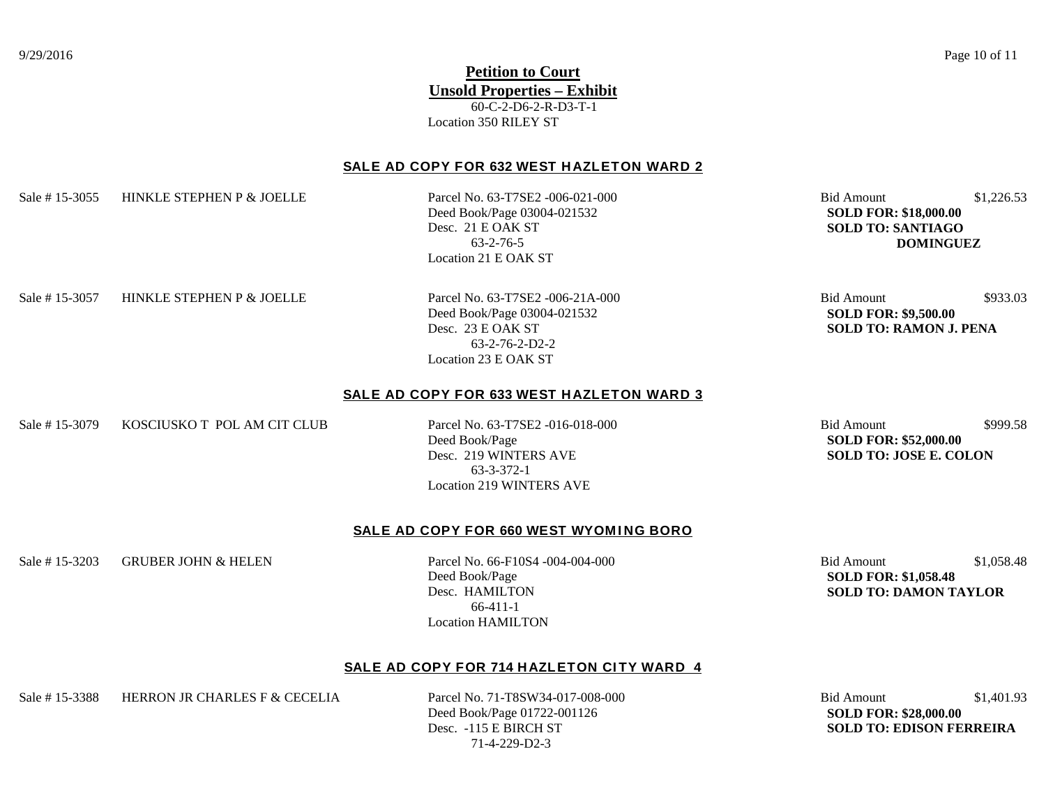**Petition to Court**

**Unsold Properties – Exhibit**

60-C-2-D6-2-R-D3-T-1
Location 350 RILEY ST

## SALE AD COPY FOR 632 WEST HAZLETON WARD 2

Sale # 15-3055 HINKLE STEPHEN P & JOELLE

Parcel No. 63-T7SE2 -006-021-000
Deed Book/Page 03004-021532
Desc. 21 E OAK ST
63-2-76-5
Location 21 E OAK ST

Bid Amount $1,226.53
**SOLD FOR: $18,000.00**
**SOLD TO: SANTIAGO DOMINGUEZ**

Sale # 15-3057 HINKLE STEPHEN P & JOELLE

Parcel No. 63-T7SE2 -006-21A-000
Deed Book/Page 03004-021532
Desc. 23 E OAK ST
63-2-76-2-D2-2
Location 23 E OAK ST

Bid Amount $933.03
**SOLD FOR: $9,500.00**
**SOLD TO: RAMON J. PENA**

## SALE AD COPY FOR 633 WEST HAZLETON WARD 3

Sale # 15-3079 KOSCIUSKO T POL AM CIT CLUB

Parcel No. 63-T7SE2 -016-018-000
Deed Book/Page
Desc. 219 WINTERS AVE
63-3-372-1
Location 219 WINTERS AVE

Bid Amount $999.58
**SOLD FOR: $52,000.00**
**SOLD TO: JOSE E. COLON**

## SALE AD COPY FOR 660 WEST WYOMING BORO

Sale # 15-3203 GRUBER JOHN & HELEN

Parcel No. 66-F10S4 -004-004-000
Deed Book/Page
Desc. HAMILTON
66-411-1
Location HAMILTON

Bid Amount $1,058.48
**SOLD FOR: $1,058.48**
**SOLD TO: DAMON TAYLOR**

## SALE AD COPY FOR 714 HAZLETON CITY WARD 4

Sale # 15-3388 HERRON JR CHARLES F & CECELIA

Parcel No. 71-T8SW34-017-008-000
Deed Book/Page 01722-001126
Desc. -115 E BIRCH ST
71-4-229-D2-3

Bid Amount $1,401.93
**SOLD FOR: $28,000.00**
**SOLD TO: EDISON FERREIRA**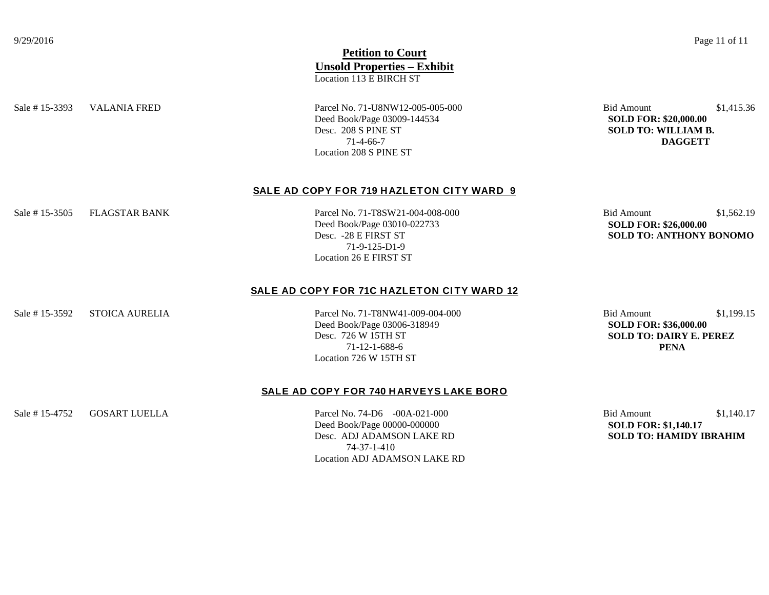**Petition to Court**

**Unsold Properties – Exhibit**

Location 113 E BIRCH ST

Sale # 15-3393 VALANIA FRED

Parcel No. 71-U8NW12-005-005-000
Deed Book/Page 03009-144534
Desc. 208 S PINE ST
71-4-66-7
Location 208 S PINE ST

Bid Amount $1,415.36
**SOLD FOR: $20,000.00**
**SOLD TO: WILLIAM B. DAGGETT**

## SALE AD COPY FOR 719 HAZLETON CITY WARD 9

Sale # 15-3505 FLAGSTAR BANK

Parcel No. 71-T8SW21-004-008-000
Deed Book/Page 03010-022733
Desc. -28 E FIRST ST
71-9-125-D1-9
Location 26 E FIRST ST

Bid Amount $1,562.19
**SOLD FOR: $26,000.00**
**SOLD TO: ANTHONY BONOMO**

## SALE AD COPY FOR 71C HAZLETON CITY WARD 12

Sale # 15-3592 STOICA AURELIA

Parcel No. 71-T8NW41-009-004-000
Deed Book/Page 03006-318949
Desc. 726 W 15TH ST
71-12-1-688-6
Location 726 W 15TH ST

Bid Amount $1,199.15
**SOLD FOR: $36,000.00**
**SOLD TO: DAIRY E. PEREZ PENA**

## SALE AD COPY FOR 740 HARVEYS LAKE BORO

Sale # 15-4752 GOSART LUELLA

Parcel No. 74-D6 -00A-021-000
Deed Book/Page 00000-000000
Desc. ADJ ADAMSON LAKE RD
74-37-1-410
Location ADJ ADAMSON LAKE RD

Bid Amount $1,140.17
**SOLD FOR: $1,140.17**
**SOLD TO: HAMIDY IBRAHIM**